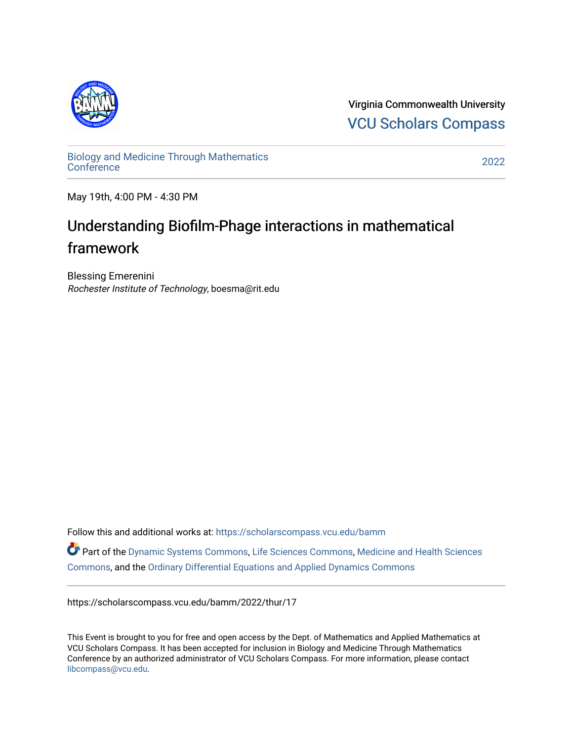Virginia Commonwealth University

VCU Scholars Compass

Biology and Medicine Through Mathematics Conference

2022

May 19th, 4:00 PM - 4:30 PM

# Understanding Biofilm-Phage interactions in mathematical framework

Blessing Emerenini
*Rochester Institute of Technology*, boesma@rit.edu

Follow this and additional works at: https://scholarscompass.vcu.edu/bamm

Part of the Dynamic Systems Commons, Life Sciences Commons, Medicine and Health Sciences Commons, and the Ordinary Differential Equations and Applied Dynamics Commons

https://scholarscompass.vcu.edu/bamm/2022/thur/17

This Event is brought to you for free and open access by the Dept. of Mathematics and Applied Mathematics at VCU Scholars Compass. It has been accepted for inclusion in Biology and Medicine Through Mathematics Conference by an authorized administrator of VCU Scholars Compass. For more information, please contact libcompass@vcu.edu.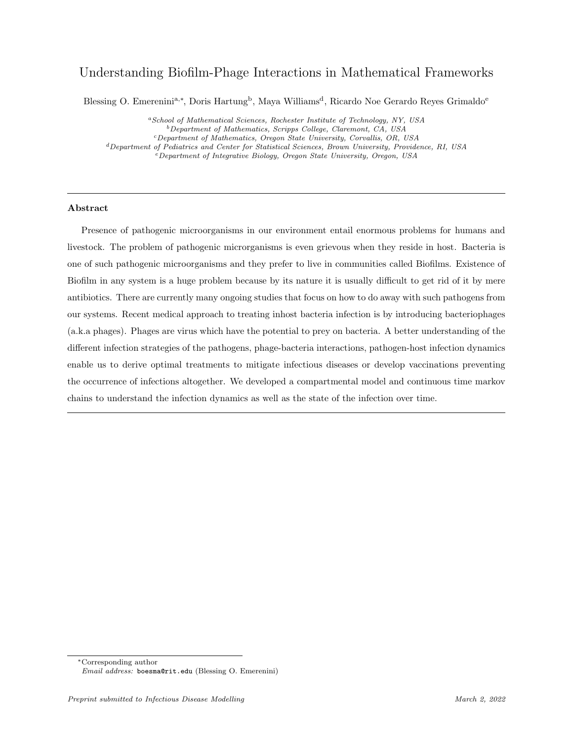# Understanding Biofilm-Phage Interactions in Mathematical Frameworks

Blessing O. Emerenini[a,*], Doris Hartung[b], Maya Williams[d], Ricardo Noe Gerardo Reyes Grimaldo[e]

[a]*School of Mathematical Sciences, Rochester Institute of Technology, NY, USA*
[b]*Department of Mathematics, Scripps College, Claremont, CA, USA*
[c]*Department of Mathematics, Oregon State University, Corvallis, OR, USA*
[d]*Department of Pediatrics and Center for Statistical Sciences, Brown University, Providence, RI, USA*
[e]*Department of Integrative Biology, Oregon State University, Oregon, USA*

---

**Abstract**

Presence of pathogenic microorganisms in our environment entail enormous problems for humans and livestock. The problem of pathogenic microrganisms is even grievous when they reside in host. Bacteria is one of such pathogenic microorganisms and they prefer to live in communities called Biofilms. Existence of Biofilm in any system is a huge problem because by its nature it is usually difficult to get rid of it by mere antibiotics. There are currently many ongoing studies that focus on how to do away with such pathogens from our systems. Recent medical approach to treating inhost bacteria infection is by introducing bacteriophages (a.k.a phages). Phages are virus which have the potential to prey on bacteria. A better understanding of the different infection strategies of the pathogens, phage-bacteria interactions, pathogen-host infection dynamics enable us to derive optimal treatments to mitigate infectious diseases or develop vaccinations preventing the occurrence of infections altogether. We developed a compartmental model and continuous time markov chains to understand the infection dynamics as well as the state of the infection over time.

---

*Corresponding author
*Email address:* boesma@rit.edu (Blessing O. Emerenini)